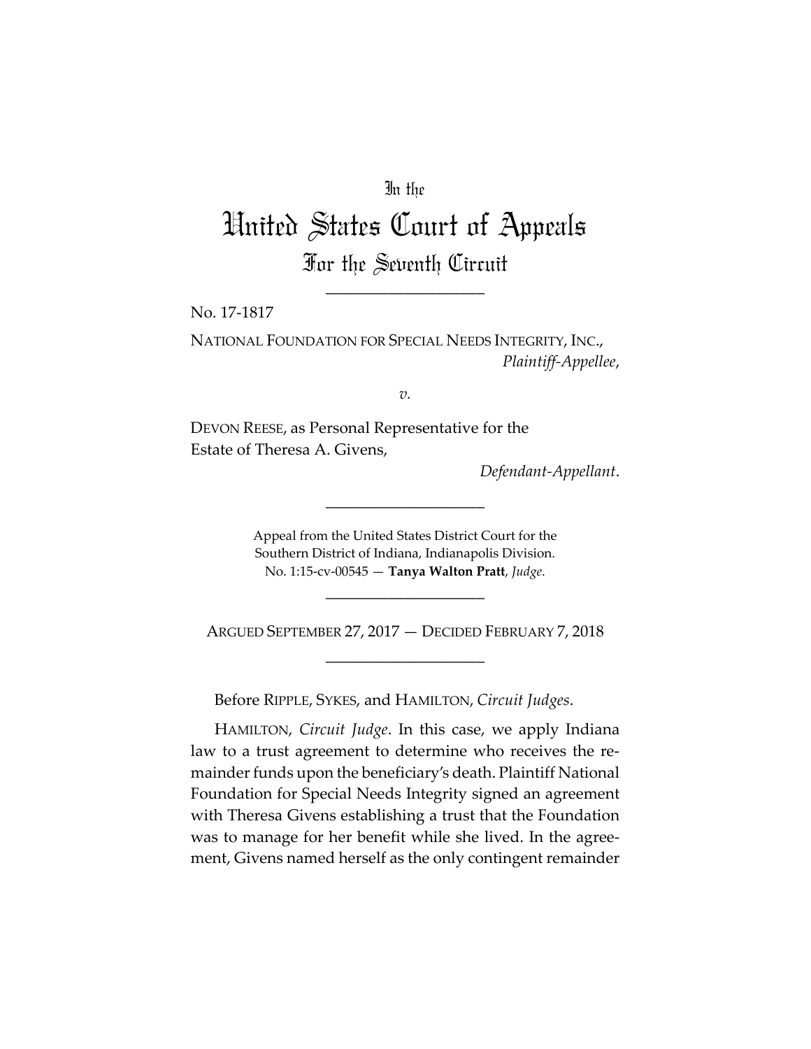In the

# United States Court of Appeals

## For the Seventh Circuit

____________________

No. 17-1817

NATIONAL FOUNDATION FOR SPECIAL NEEDS INTEGRITY, INC.,
*Plaintiff-Appellee*,

*v.*

DEVON REESE, as Personal Representative for the Estate of Theresa A. Givens,
*Defendant-Appellant*.

____________________

Appeal from the United States District Court for the Southern District of Indiana, Indianapolis Division.
No. 1:15-cv-00545 — **Tanya Walton Pratt**, *Judge*.

____________________

ARGUED SEPTEMBER 27, 2017 — DECIDED FEBRUARY 7, 2018

____________________

Before RIPPLE, SYKES, and HAMILTON, *Circuit Judges*.

HAMILTON, *Circuit Judge*. In this case, we apply Indiana law to a trust agreement to determine who receives the remainder funds upon the beneficiary's death. Plaintiff National Foundation for Special Needs Integrity signed an agreement with Theresa Givens establishing a trust that the Foundation was to manage for her benefit while she lived. In the agreement, Givens named herself as the only contingent remainder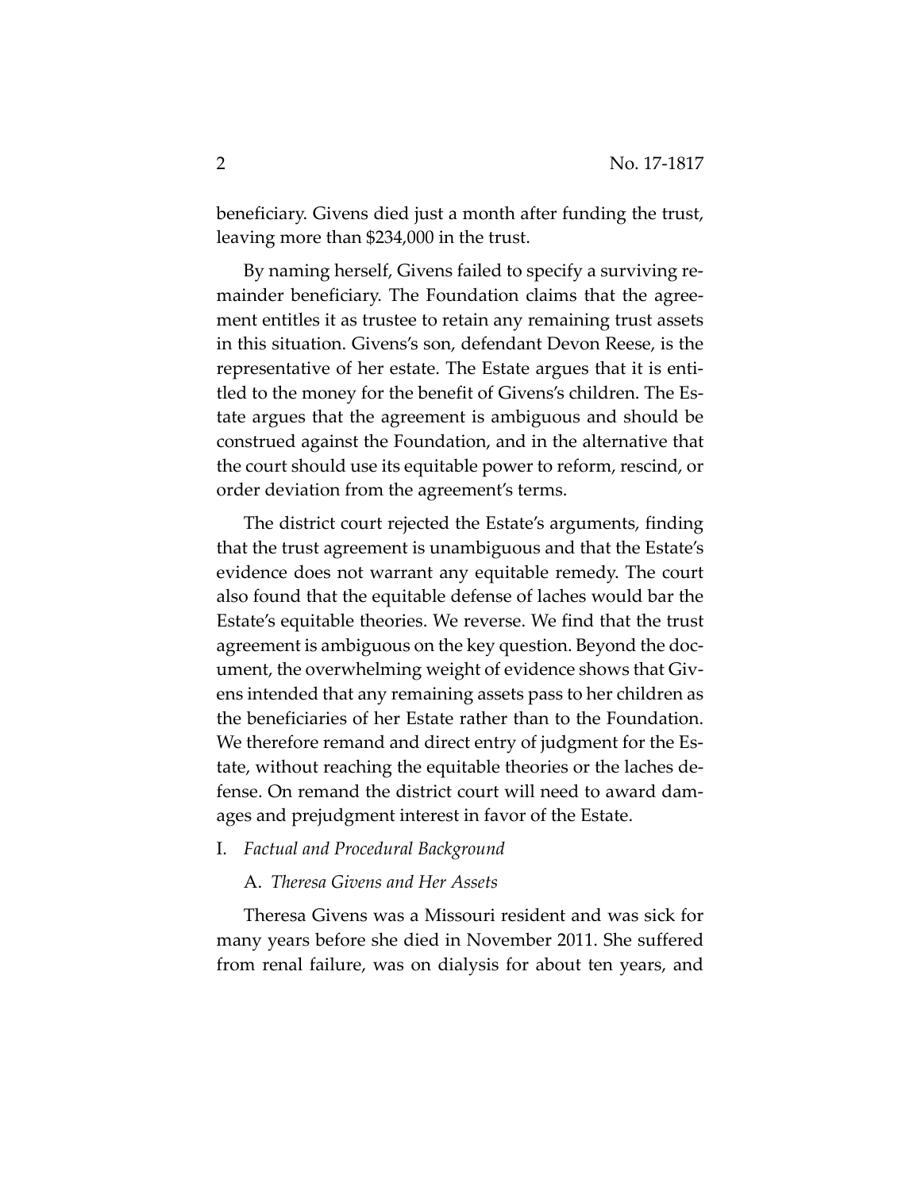beneficiary. Givens died just a month after funding the trust, leaving more than $234,000 in the trust.

By naming herself, Givens failed to specify a surviving remainder beneficiary. The Foundation claims that the agreement entitles it as trustee to retain any remaining trust assets in this situation. Givens's son, defendant Devon Reese, is the representative of her estate. The Estate argues that it is entitled to the money for the benefit of Givens's children. The Estate argues that the agreement is ambiguous and should be construed against the Foundation, and in the alternative that the court should use its equitable power to reform, rescind, or order deviation from the agreement's terms.

The district court rejected the Estate's arguments, finding that the trust agreement is unambiguous and that the Estate's evidence does not warrant any equitable remedy. The court also found that the equitable defense of laches would bar the Estate's equitable theories. We reverse. We find that the trust agreement is ambiguous on the key question. Beyond the document, the overwhelming weight of evidence shows that Givens intended that any remaining assets pass to her children as the beneficiaries of her Estate rather than to the Foundation. We therefore remand and direct entry of judgment for the Estate, without reaching the equitable theories or the laches defense. On remand the district court will need to award damages and prejudgment interest in favor of the Estate.

## I. *Factual and Procedural Background*

### A. *Theresa Givens and Her Assets*

Theresa Givens was a Missouri resident and was sick for many years before she died in November 2011. She suffered from renal failure, was on dialysis for about ten years, and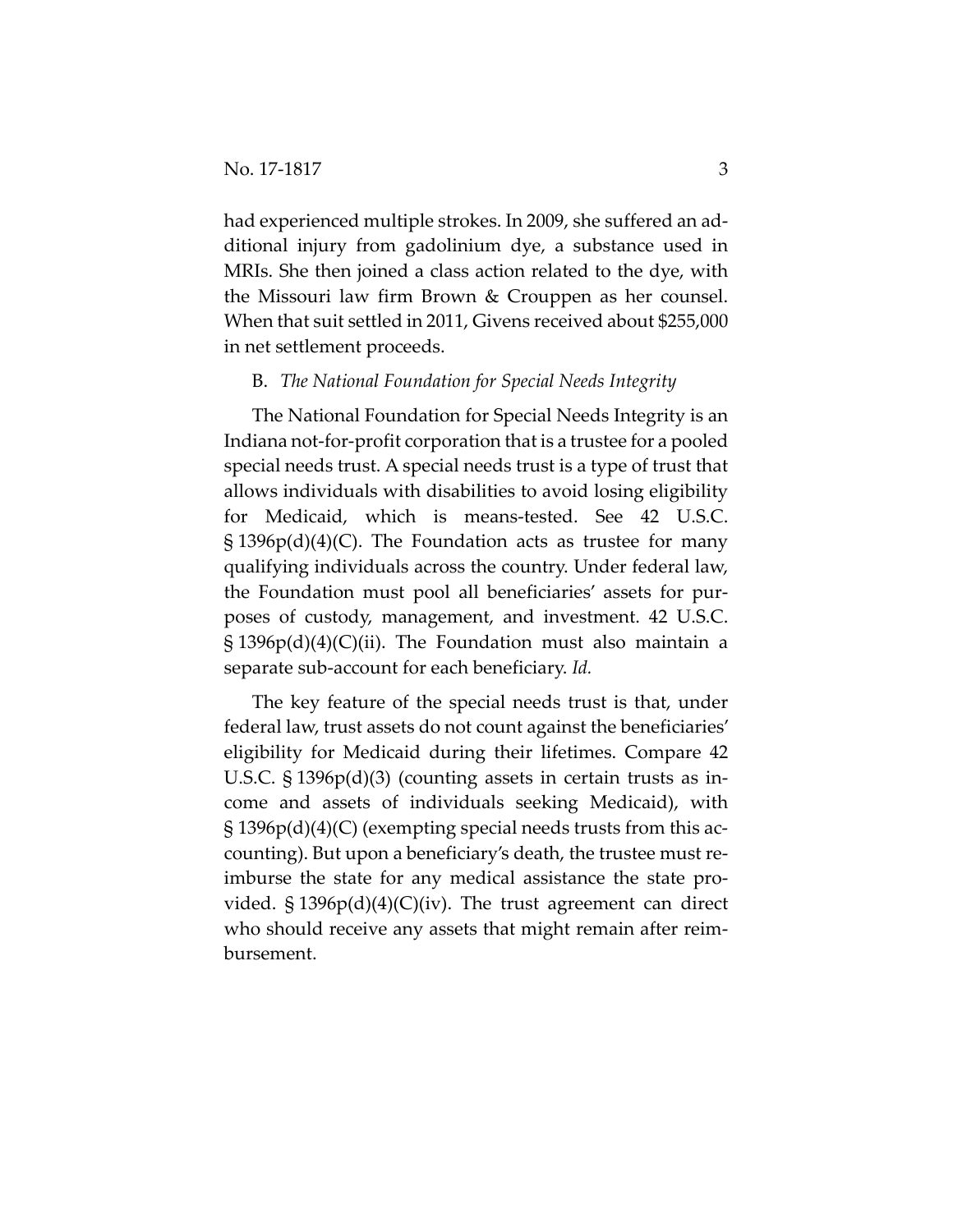had experienced multiple strokes. In 2009, she suffered an additional injury from gadolinium dye, a substance used in MRIs. She then joined a class action related to the dye, with the Missouri law firm Brown & Crouppen as her counsel. When that suit settled in 2011, Givens received about $255,000 in net settlement proceeds.

B. *The National Foundation for Special Needs Integrity*

The National Foundation for Special Needs Integrity is an Indiana not-for-profit corporation that is a trustee for a pooled special needs trust. A special needs trust is a type of trust that allows individuals with disabilities to avoid losing eligibility for Medicaid, which is means-tested. See 42 U.S.C. § 1396p(d)(4)(C). The Foundation acts as trustee for many qualifying individuals across the country. Under federal law, the Foundation must pool all beneficiaries' assets for purposes of custody, management, and investment. 42 U.S.C. § 1396p(d)(4)(C)(ii). The Foundation must also maintain a separate sub-account for each beneficiary. *Id.*

The key feature of the special needs trust is that, under federal law, trust assets do not count against the beneficiaries' eligibility for Medicaid during their lifetimes. Compare 42 U.S.C. § 1396p(d)(3) (counting assets in certain trusts as income and assets of individuals seeking Medicaid), with § 1396p(d)(4)(C) (exempting special needs trusts from this accounting). But upon a beneficiary's death, the trustee must reimburse the state for any medical assistance the state provided. § 1396p(d)(4)(C)(iv). The trust agreement can direct who should receive any assets that might remain after reimbursement.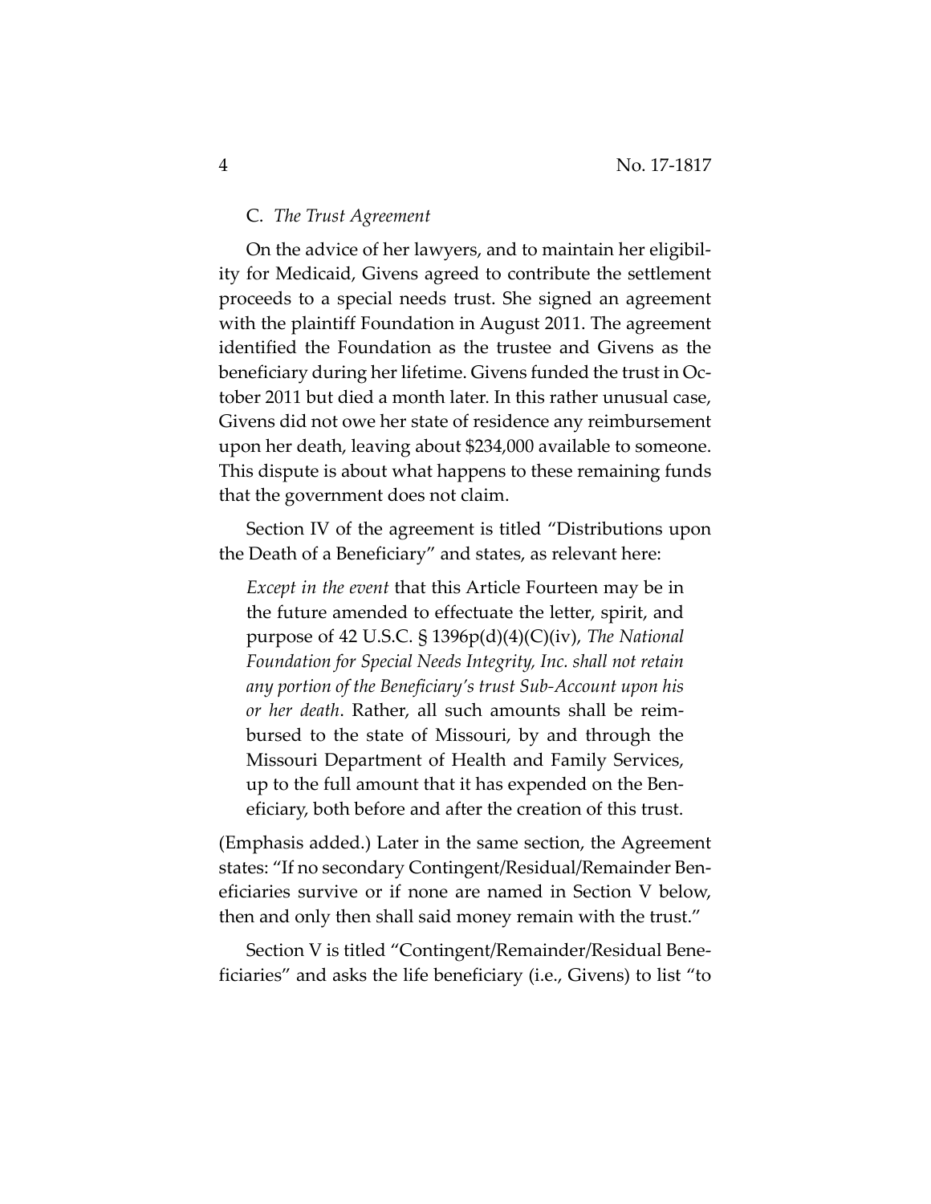### C. *The Trust Agreement*

On the advice of her lawyers, and to maintain her eligibility for Medicaid, Givens agreed to contribute the settlement proceeds to a special needs trust. She signed an agreement with the plaintiff Foundation in August 2011. The agreement identified the Foundation as the trustee and Givens as the beneficiary during her lifetime. Givens funded the trust in October 2011 but died a month later. In this rather unusual case, Givens did not owe her state of residence any reimbursement upon her death, leaving about $234,000 available to someone. This dispute is about what happens to these remaining funds that the government does not claim.

Section IV of the agreement is titled "Distributions upon the Death of a Beneficiary" and states, as relevant here:

> *Except in the event* that this Article Fourteen may be in the future amended to effectuate the letter, spirit, and purpose of 42 U.S.C. § 1396p(d)(4)(C)(iv), *The National Foundation for Special Needs Integrity, Inc. shall not retain any portion of the Beneficiary's trust Sub-Account upon his or her death*. Rather, all such amounts shall be reimbursed to the state of Missouri, by and through the Missouri Department of Health and Family Services, up to the full amount that it has expended on the Beneficiary, both before and after the creation of this trust.

(Emphasis added.) Later in the same section, the Agreement states: "If no secondary Contingent/Residual/Remainder Beneficiaries survive or if none are named in Section V below, then and only then shall said money remain with the trust."

Section V is titled "Contingent/Remainder/Residual Beneficiaries" and asks the life beneficiary (i.e., Givens) to list "to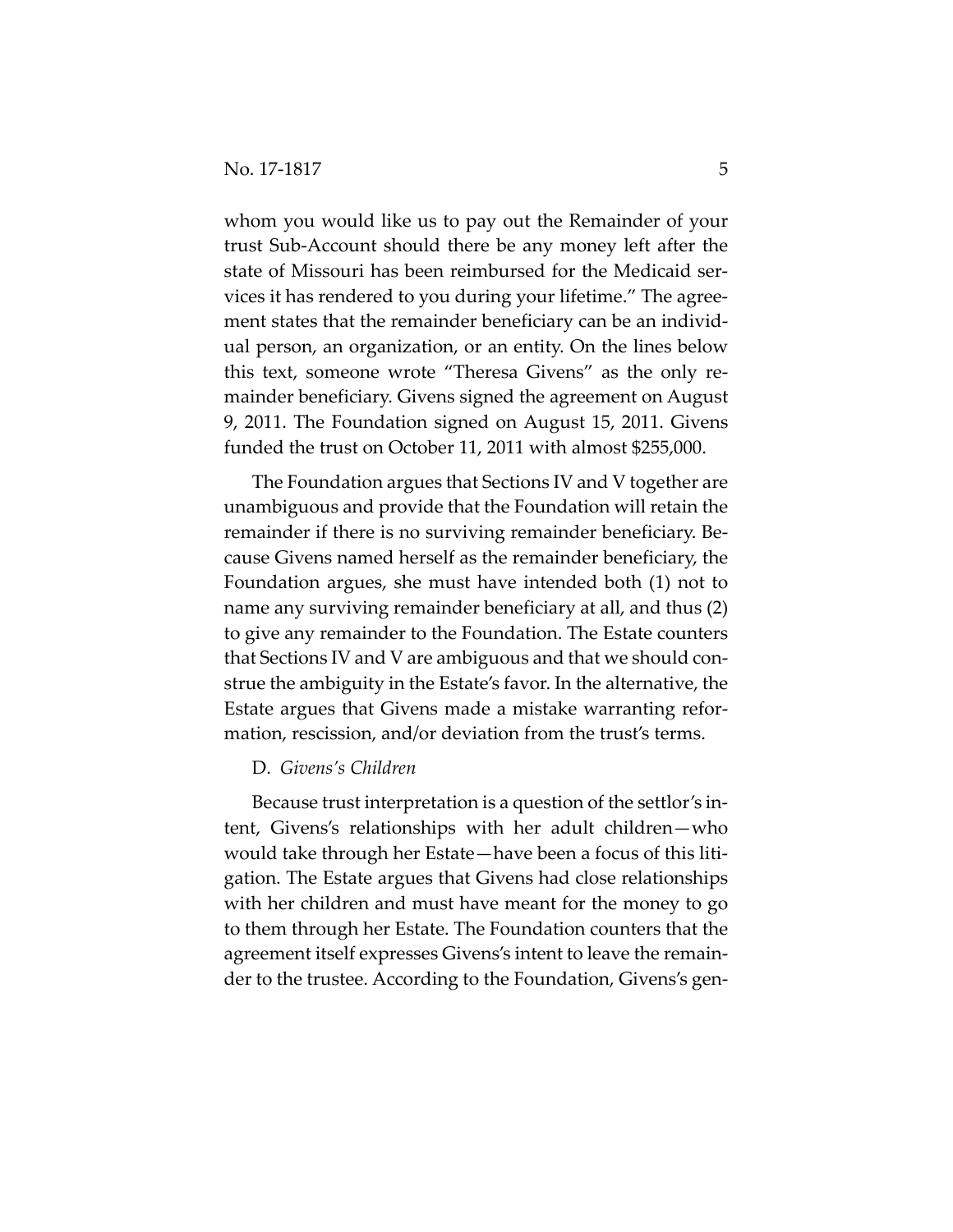whom you would like us to pay out the Remainder of your trust Sub-Account should there be any money left after the state of Missouri has been reimbursed for the Medicaid services it has rendered to you during your lifetime." The agreement states that the remainder beneficiary can be an individual person, an organization, or an entity. On the lines below this text, someone wrote "Theresa Givens" as the only remainder beneficiary. Givens signed the agreement on August 9, 2011. The Foundation signed on August 15, 2011. Givens funded the trust on October 11, 2011 with almost $255,000.

The Foundation argues that Sections IV and V together are unambiguous and provide that the Foundation will retain the remainder if there is no surviving remainder beneficiary. Because Givens named herself as the remainder beneficiary, the Foundation argues, she must have intended both (1) not to name any surviving remainder beneficiary at all, and thus (2) to give any remainder to the Foundation. The Estate counters that Sections IV and V are ambiguous and that we should construe the ambiguity in the Estate's favor. In the alternative, the Estate argues that Givens made a mistake warranting reformation, rescission, and/or deviation from the trust's terms.

D. *Givens's Children*

Because trust interpretation is a question of the settlor's intent, Givens's relationships with her adult children—who would take through her Estate—have been a focus of this litigation. The Estate argues that Givens had close relationships with her children and must have meant for the money to go to them through her Estate. The Foundation counters that the agreement itself expresses Givens's intent to leave the remainder to the trustee. According to the Foundation, Givens's gen-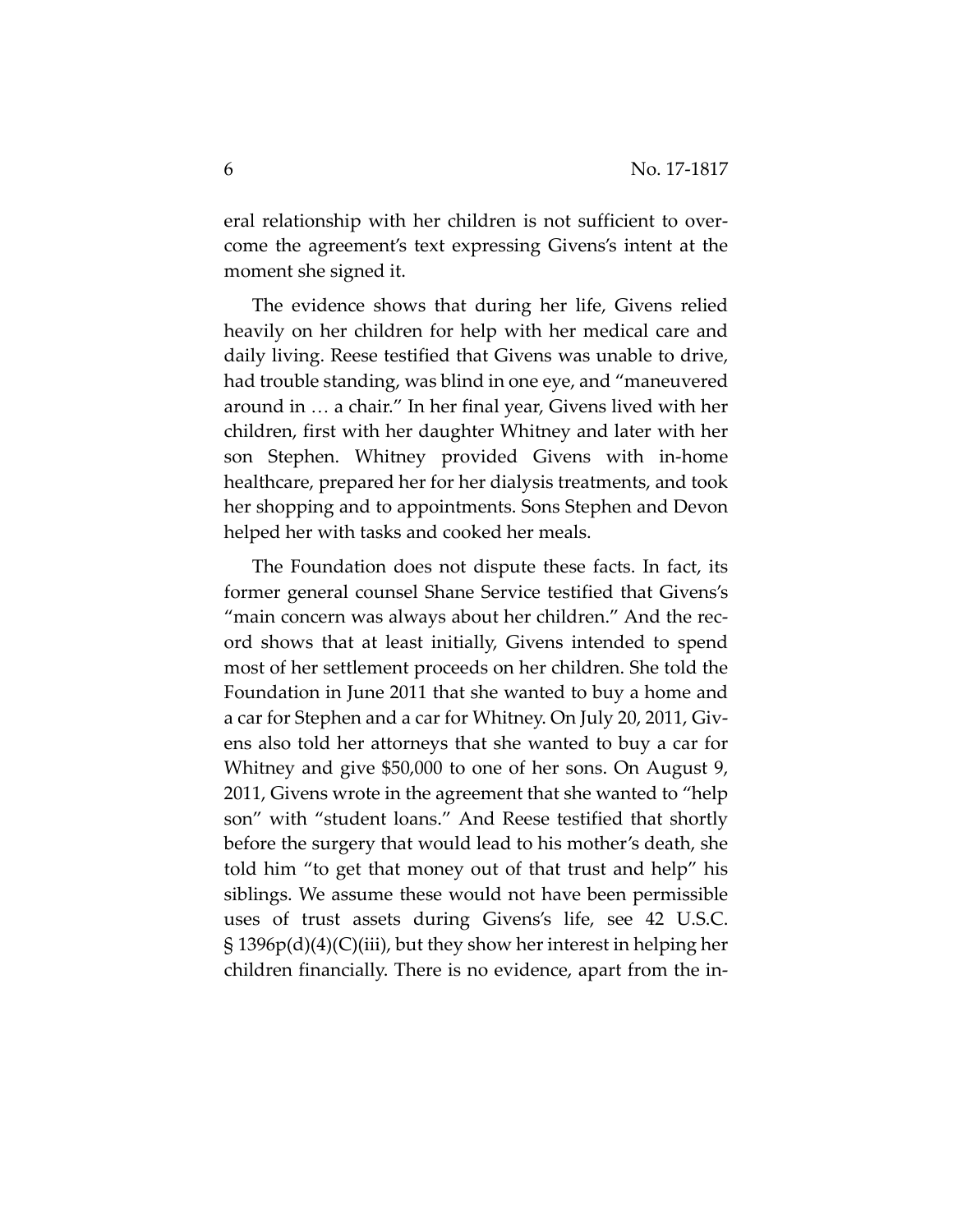eral relationship with her children is not sufficient to overcome the agreement's text expressing Givens's intent at the moment she signed it.

The evidence shows that during her life, Givens relied heavily on her children for help with her medical care and daily living. Reese testified that Givens was unable to drive, had trouble standing, was blind in one eye, and "maneuvered around in … a chair." In her final year, Givens lived with her children, first with her daughter Whitney and later with her son Stephen. Whitney provided Givens with in-home healthcare, prepared her for her dialysis treatments, and took her shopping and to appointments. Sons Stephen and Devon helped her with tasks and cooked her meals.

The Foundation does not dispute these facts. In fact, its former general counsel Shane Service testified that Givens's "main concern was always about her children." And the record shows that at least initially, Givens intended to spend most of her settlement proceeds on her children. She told the Foundation in June 2011 that she wanted to buy a home and a car for Stephen and a car for Whitney. On July 20, 2011, Givens also told her attorneys that she wanted to buy a car for Whitney and give $50,000 to one of her sons. On August 9, 2011, Givens wrote in the agreement that she wanted to "help son" with "student loans." And Reese testified that shortly before the surgery that would lead to his mother's death, she told him "to get that money out of that trust and help" his siblings. We assume these would not have been permissible uses of trust assets during Givens's life, see 42 U.S.C. § 1396p(d)(4)(C)(iii), but they show her interest in helping her children financially. There is no evidence, apart from the in-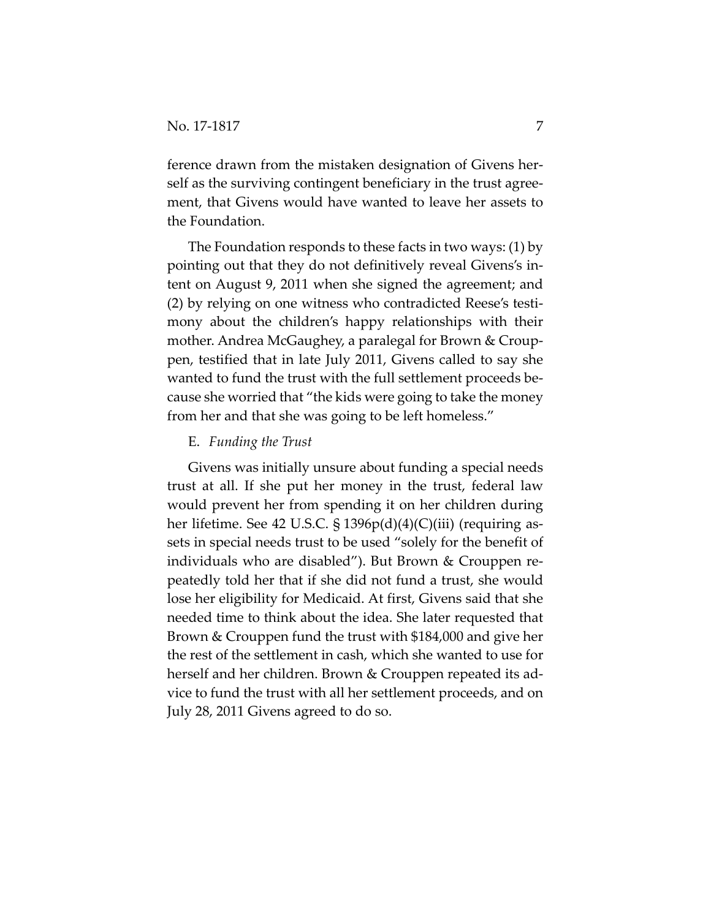ference drawn from the mistaken designation of Givens herself as the surviving contingent beneficiary in the trust agreement, that Givens would have wanted to leave her assets to the Foundation.

The Foundation responds to these facts in two ways: (1) by pointing out that they do not definitively reveal Givens's intent on August 9, 2011 when she signed the agreement; and (2) by relying on one witness who contradicted Reese's testimony about the children's happy relationships with their mother. Andrea McGaughey, a paralegal for Brown & Crouppen, testified that in late July 2011, Givens called to say she wanted to fund the trust with the full settlement proceeds because she worried that "the kids were going to take the money from her and that she was going to be left homeless."

E. *Funding the Trust*

Givens was initially unsure about funding a special needs trust at all. If she put her money in the trust, federal law would prevent her from spending it on her children during her lifetime. See 42 U.S.C. § 1396p(d)(4)(C)(iii) (requiring assets in special needs trust to be used "solely for the benefit of individuals who are disabled"). But Brown & Crouppen repeatedly told her that if she did not fund a trust, she would lose her eligibility for Medicaid. At first, Givens said that she needed time to think about the idea. She later requested that Brown & Crouppen fund the trust with $184,000 and give her the rest of the settlement in cash, which she wanted to use for herself and her children. Brown & Crouppen repeated its advice to fund the trust with all her settlement proceeds, and on July 28, 2011 Givens agreed to do so.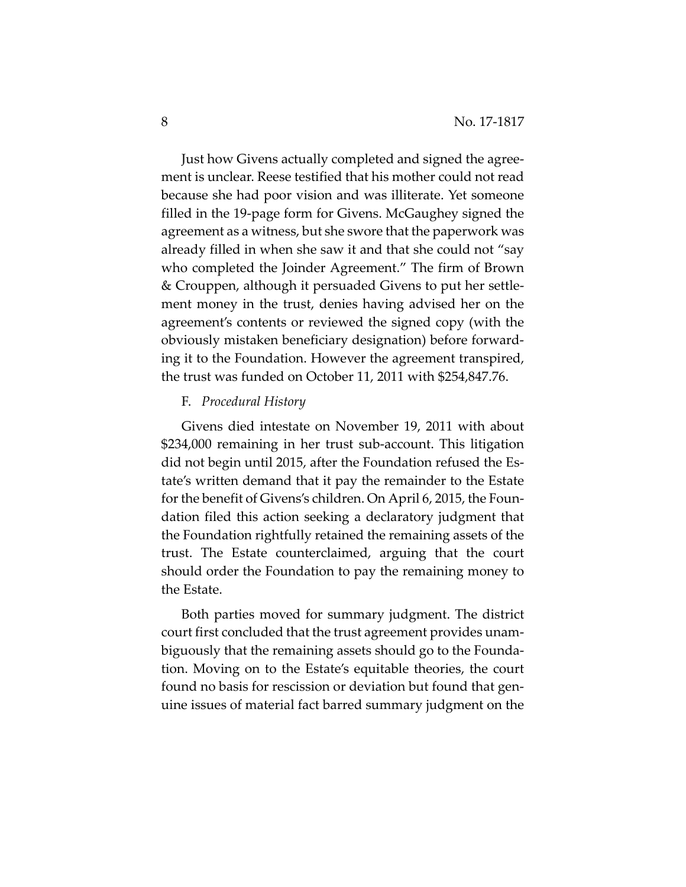Just how Givens actually completed and signed the agreement is unclear. Reese testified that his mother could not read because she had poor vision and was illiterate. Yet someone filled in the 19-page form for Givens. McGaughey signed the agreement as a witness, but she swore that the paperwork was already filled in when she saw it and that she could not "say who completed the Joinder Agreement." The firm of Brown & Crouppen, although it persuaded Givens to put her settlement money in the trust, denies having advised her on the agreement's contents or reviewed the signed copy (with the obviously mistaken beneficiary designation) before forwarding it to the Foundation. However the agreement transpired, the trust was funded on October 11, 2011 with $254,847.76.

F. *Procedural History*

Givens died intestate on November 19, 2011 with about $234,000 remaining in her trust sub-account. This litigation did not begin until 2015, after the Foundation refused the Estate's written demand that it pay the remainder to the Estate for the benefit of Givens's children. On April 6, 2015, the Foundation filed this action seeking a declaratory judgment that the Foundation rightfully retained the remaining assets of the trust. The Estate counterclaimed, arguing that the court should order the Foundation to pay the remaining money to the Estate.

Both parties moved for summary judgment. The district court first concluded that the trust agreement provides unambiguously that the remaining assets should go to the Foundation. Moving on to the Estate's equitable theories, the court found no basis for rescission or deviation but found that genuine issues of material fact barred summary judgment on the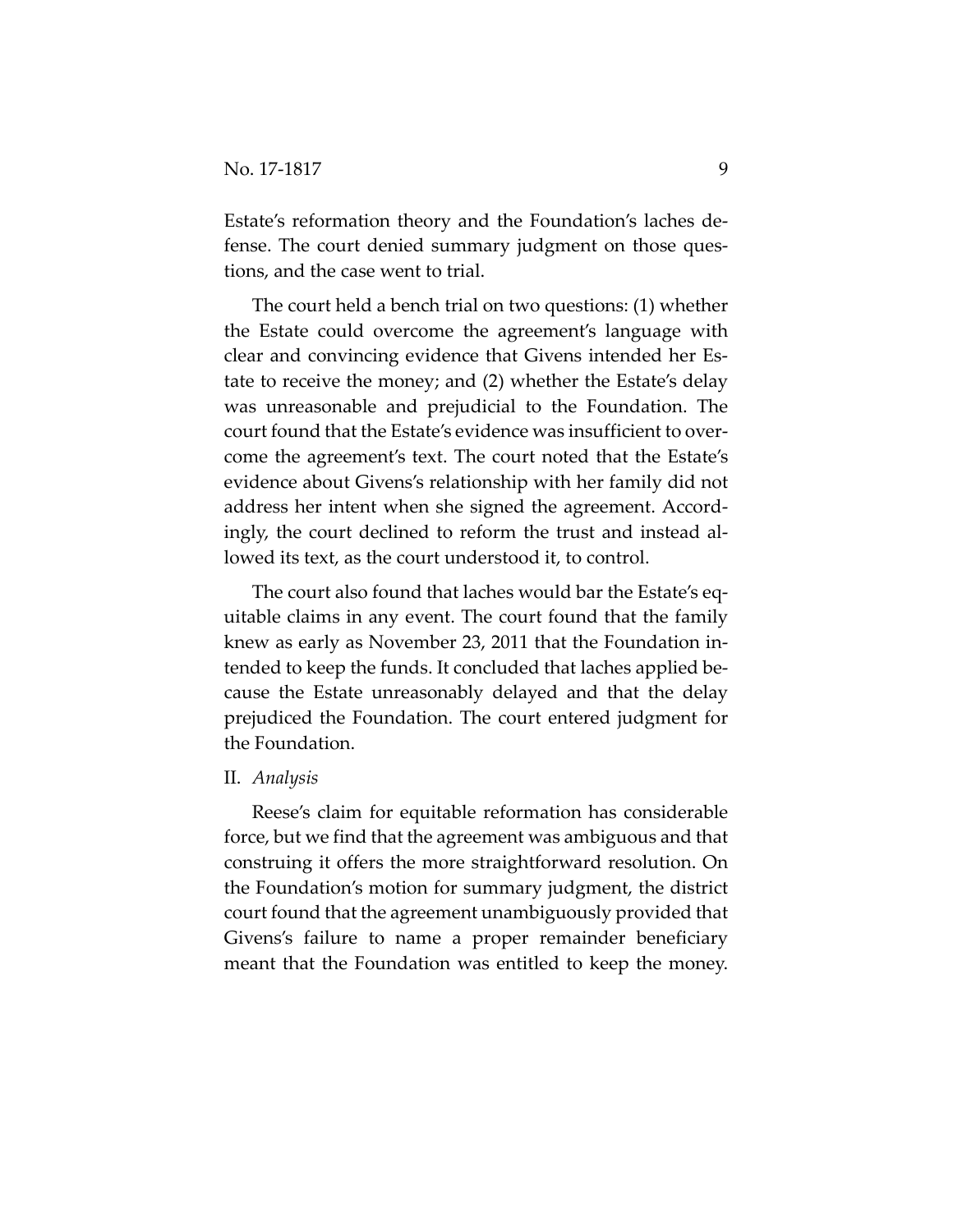Estate's reformation theory and the Foundation's laches defense. The court denied summary judgment on those questions, and the case went to trial.

The court held a bench trial on two questions: (1) whether the Estate could overcome the agreement's language with clear and convincing evidence that Givens intended her Estate to receive the money; and (2) whether the Estate's delay was unreasonable and prejudicial to the Foundation. The court found that the Estate's evidence was insufficient to overcome the agreement's text. The court noted that the Estate's evidence about Givens's relationship with her family did not address her intent when she signed the agreement. Accordingly, the court declined to reform the trust and instead allowed its text, as the court understood it, to control.

The court also found that laches would bar the Estate's equitable claims in any event. The court found that the family knew as early as November 23, 2011 that the Foundation intended to keep the funds. It concluded that laches applied because the Estate unreasonably delayed and that the delay prejudiced the Foundation. The court entered judgment for the Foundation.

## II. *Analysis*

Reese's claim for equitable reformation has considerable force, but we find that the agreement was ambiguous and that construing it offers the more straightforward resolution. On the Foundation's motion for summary judgment, the district court found that the agreement unambiguously provided that Givens's failure to name a proper remainder beneficiary meant that the Foundation was entitled to keep the money.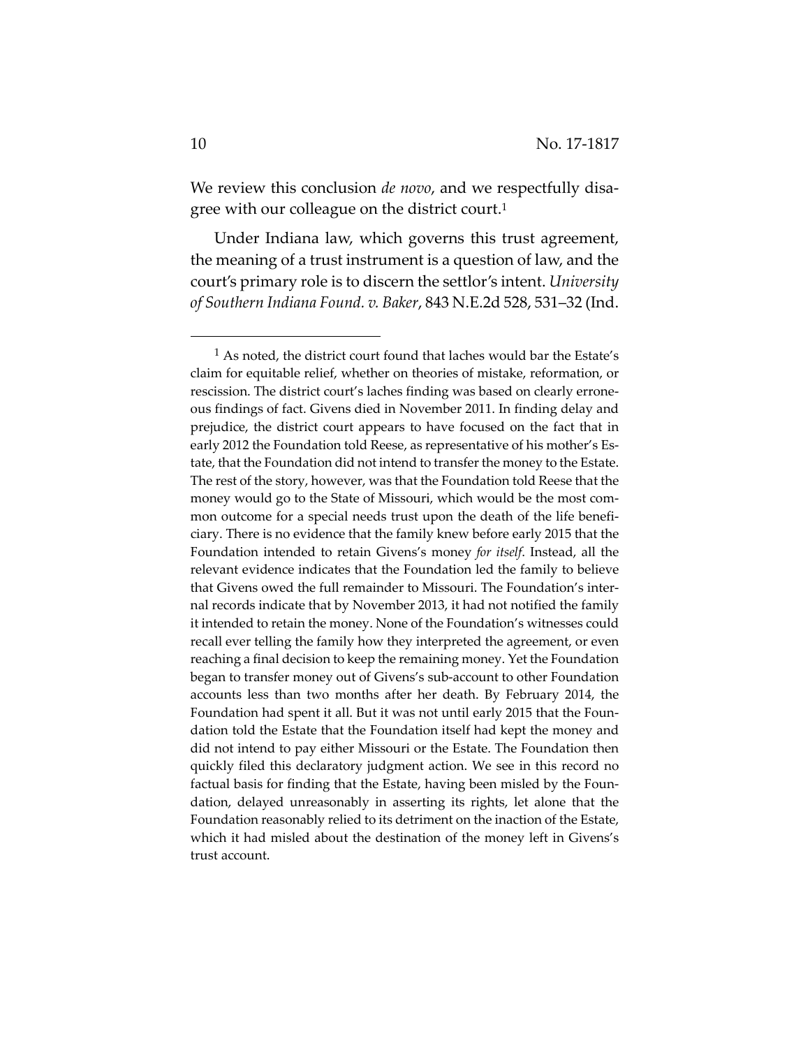We review this conclusion *de novo*, and we respectfully disagree with our colleague on the district court.[1]

Under Indiana law, which governs this trust agreement, the meaning of a trust instrument is a question of law, and the court's primary role is to discern the settlor's intent. *University of Southern Indiana Found. v. Baker*, 843 N.E.2d 528, 531–32 (Ind.

---

[1] As noted, the district court found that laches would bar the Estate's claim for equitable relief, whether on theories of mistake, reformation, or rescission. The district court's laches finding was based on clearly erroneous findings of fact. Givens died in November 2011. In finding delay and prejudice, the district court appears to have focused on the fact that in early 2012 the Foundation told Reese, as representative of his mother's Estate, that the Foundation did not intend to transfer the money to the Estate. The rest of the story, however, was that the Foundation told Reese that the money would go to the State of Missouri, which would be the most common outcome for a special needs trust upon the death of the life beneficiary. There is no evidence that the family knew before early 2015 that the Foundation intended to retain Givens's money *for itself*. Instead, all the relevant evidence indicates that the Foundation led the family to believe that Givens owed the full remainder to Missouri. The Foundation's internal records indicate that by November 2013, it had not notified the family it intended to retain the money. None of the Foundation's witnesses could recall ever telling the family how they interpreted the agreement, or even reaching a final decision to keep the remaining money. Yet the Foundation began to transfer money out of Givens's sub-account to other Foundation accounts less than two months after her death. By February 2014, the Foundation had spent it all. But it was not until early 2015 that the Foundation told the Estate that the Foundation itself had kept the money and did not intend to pay either Missouri or the Estate. The Foundation then quickly filed this declaratory judgment action. We see in this record no factual basis for finding that the Estate, having been misled by the Foundation, delayed unreasonably in asserting its rights, let alone that the Foundation reasonably relied to its detriment on the inaction of the Estate, which it had misled about the destination of the money left in Givens's trust account.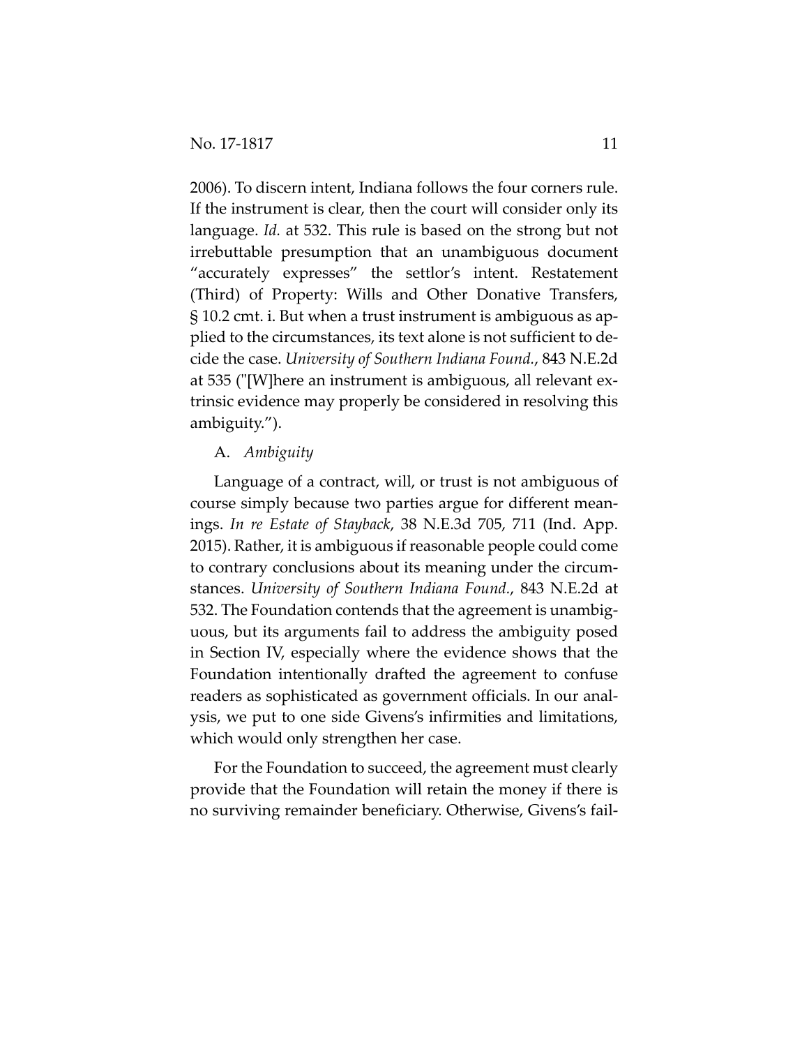2006). To discern intent, Indiana follows the four corners rule. If the instrument is clear, then the court will consider only its language. *Id.* at 532. This rule is based on the strong but not irrebuttable presumption that an unambiguous document "accurately expresses" the settlor's intent. Restatement (Third) of Property: Wills and Other Donative Transfers, § 10.2 cmt. i. But when a trust instrument is ambiguous as applied to the circumstances, its text alone is not sufficient to decide the case. *University of Southern Indiana Found.*, 843 N.E.2d at 535 ("[W]here an instrument is ambiguous, all relevant extrinsic evidence may properly be considered in resolving this ambiguity.").

A. *Ambiguity*

Language of a contract, will, or trust is not ambiguous of course simply because two parties argue for different meanings. *In re Estate of Stayback*, 38 N.E.3d 705, 711 (Ind. App. 2015). Rather, it is ambiguous if reasonable people could come to contrary conclusions about its meaning under the circumstances. *University of Southern Indiana Found.*, 843 N.E.2d at 532. The Foundation contends that the agreement is unambiguous, but its arguments fail to address the ambiguity posed in Section IV, especially where the evidence shows that the Foundation intentionally drafted the agreement to confuse readers as sophisticated as government officials. In our analysis, we put to one side Givens's infirmities and limitations, which would only strengthen her case.

For the Foundation to succeed, the agreement must clearly provide that the Foundation will retain the money if there is no surviving remainder beneficiary. Otherwise, Givens's fail-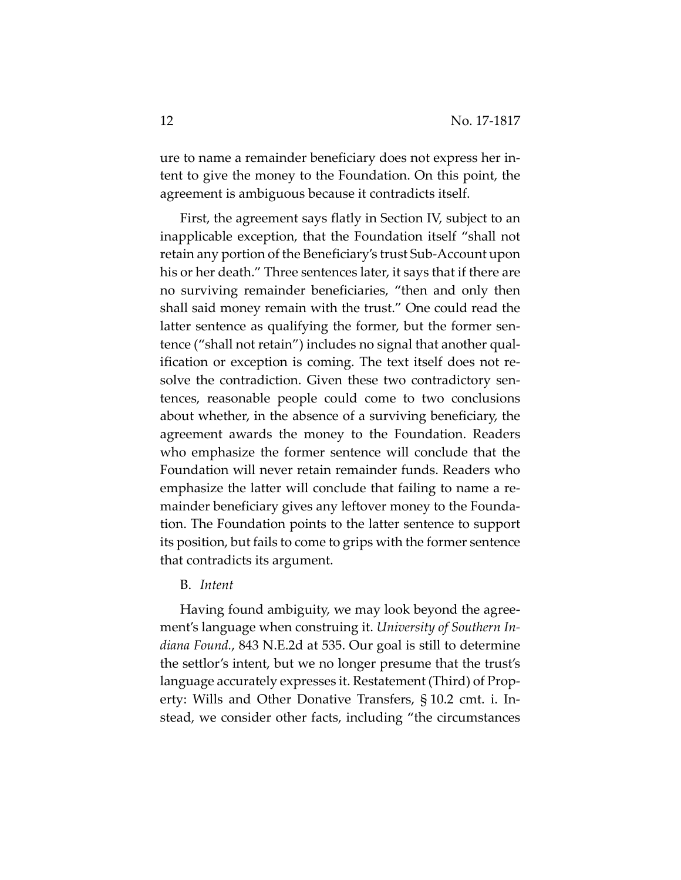ure to name a remainder beneficiary does not express her intent to give the money to the Foundation. On this point, the agreement is ambiguous because it contradicts itself.

First, the agreement says flatly in Section IV, subject to an inapplicable exception, that the Foundation itself "shall not retain any portion of the Beneficiary's trust Sub-Account upon his or her death." Three sentences later, it says that if there are no surviving remainder beneficiaries, "then and only then shall said money remain with the trust." One could read the latter sentence as qualifying the former, but the former sentence ("shall not retain") includes no signal that another qualification or exception is coming. The text itself does not resolve the contradiction. Given these two contradictory sentences, reasonable people could come to two conclusions about whether, in the absence of a surviving beneficiary, the agreement awards the money to the Foundation. Readers who emphasize the former sentence will conclude that the Foundation will never retain remainder funds. Readers who emphasize the latter will conclude that failing to name a remainder beneficiary gives any leftover money to the Foundation. The Foundation points to the latter sentence to support its position, but fails to come to grips with the former sentence that contradicts its argument.

B. *Intent*

Having found ambiguity, we may look beyond the agreement's language when construing it. *University of Southern Indiana Found.*, 843 N.E.2d at 535. Our goal is still to determine the settlor's intent, but we no longer presume that the trust's language accurately expresses it. Restatement (Third) of Property: Wills and Other Donative Transfers, § 10.2 cmt. i. Instead, we consider other facts, including "the circumstances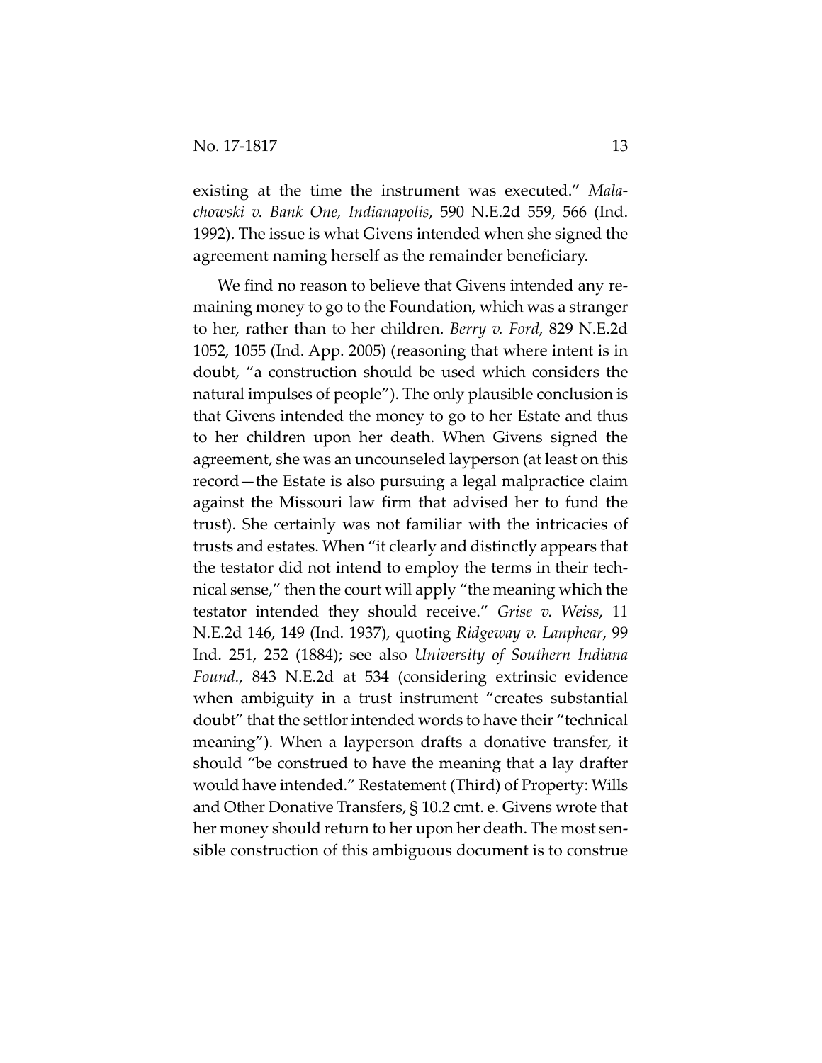existing at the time the instrument was executed." *Malachowski v. Bank One, Indianapolis*, 590 N.E.2d 559, 566 (Ind. 1992). The issue is what Givens intended when she signed the agreement naming herself as the remainder beneficiary.

We find no reason to believe that Givens intended any remaining money to go to the Foundation, which was a stranger to her, rather than to her children. *Berry v. Ford*, 829 N.E.2d 1052, 1055 (Ind. App. 2005) (reasoning that where intent is in doubt, "a construction should be used which considers the natural impulses of people"). The only plausible conclusion is that Givens intended the money to go to her Estate and thus to her children upon her death. When Givens signed the agreement, she was an uncounseled layperson (at least on this record—the Estate is also pursuing a legal malpractice claim against the Missouri law firm that advised her to fund the trust). She certainly was not familiar with the intricacies of trusts and estates. When "it clearly and distinctly appears that the testator did not intend to employ the terms in their technical sense," then the court will apply "the meaning which the testator intended they should receive." *Grise v. Weiss*, 11 N.E.2d 146, 149 (Ind. 1937), quoting *Ridgeway v. Lanphear*, 99 Ind. 251, 252 (1884); see also *University of Southern Indiana Found.*, 843 N.E.2d at 534 (considering extrinsic evidence when ambiguity in a trust instrument "creates substantial doubt" that the settlor intended words to have their "technical meaning"). When a layperson drafts a donative transfer, it should "be construed to have the meaning that a lay drafter would have intended." Restatement (Third) of Property: Wills and Other Donative Transfers, § 10.2 cmt. e. Givens wrote that her money should return to her upon her death. The most sensible construction of this ambiguous document is to construe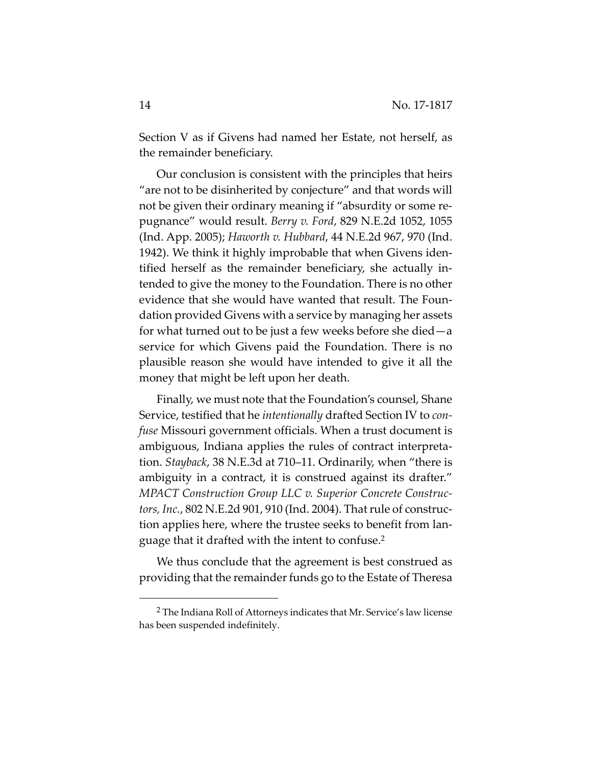Section V as if Givens had named her Estate, not herself, as the remainder beneficiary.

Our conclusion is consistent with the principles that heirs "are not to be disinherited by conjecture" and that words will not be given their ordinary meaning if "absurdity or some repugnance" would result. *Berry v. Ford*, 829 N.E.2d 1052, 1055 (Ind. App. 2005); *Haworth v. Hubbard*, 44 N.E.2d 967, 970 (Ind. 1942). We think it highly improbable that when Givens identified herself as the remainder beneficiary, she actually intended to give the money to the Foundation. There is no other evidence that she would have wanted that result. The Foundation provided Givens with a service by managing her assets for what turned out to be just a few weeks before she died—a service for which Givens paid the Foundation. There is no plausible reason she would have intended to give it all the money that might be left upon her death.

Finally, we must note that the Foundation's counsel, Shane Service, testified that he *intentionally* drafted Section IV to *confuse* Missouri government officials. When a trust document is ambiguous, Indiana applies the rules of contract interpretation. *Stayback*, 38 N.E.3d at 710–11. Ordinarily, when "there is ambiguity in a contract, it is construed against its drafter." *MPACT Construction Group LLC v. Superior Concrete Constructors, Inc.*, 802 N.E.2d 901, 910 (Ind. 2004). That rule of construction applies here, where the trustee seeks to benefit from language that it drafted with the intent to confuse.[2]

We thus conclude that the agreement is best construed as providing that the remainder funds go to the Estate of Theresa

---

[2] The Indiana Roll of Attorneys indicates that Mr. Service's law license has been suspended indefinitely.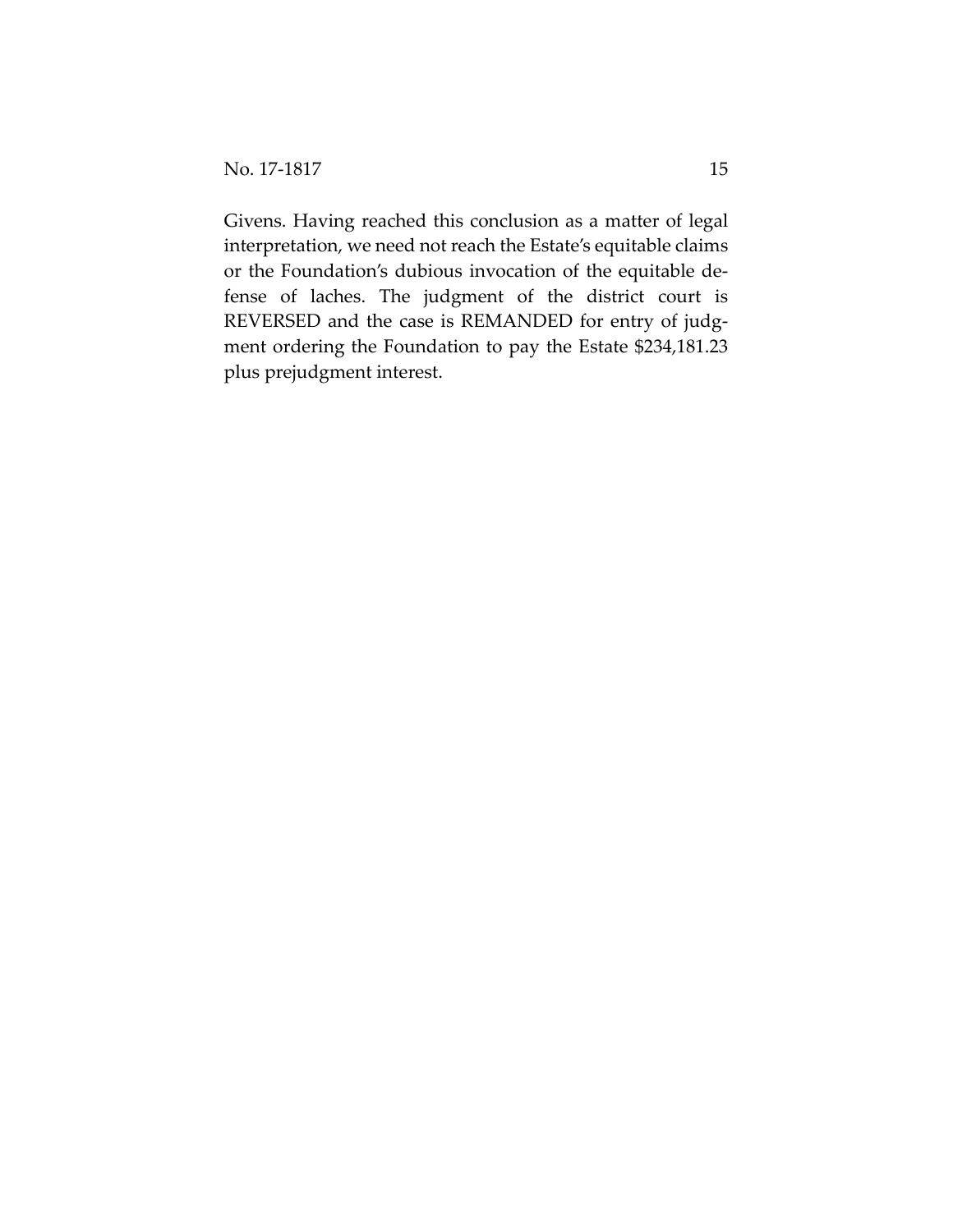Givens. Having reached this conclusion as a matter of legal interpretation, we need not reach the Estate's equitable claims or the Foundation's dubious invocation of the equitable defense of laches. The judgment of the district court is REVERSED and the case is REMANDED for entry of judgment ordering the Foundation to pay the Estate $234,181.23 plus prejudgment interest.